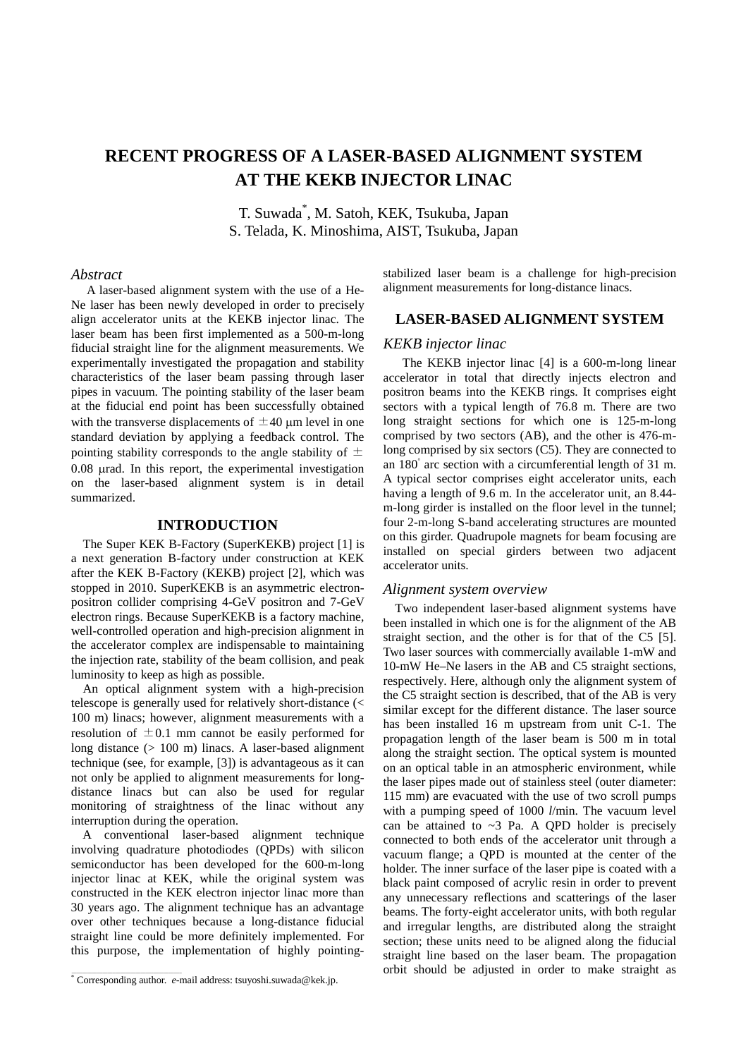# RECENT PROGRESS OF A LASER-BASED ALIGNMENT SYSTEM AT THE KEKB INJECTOR LINAC

T. Suwada*, M. Satoh, KEK, Tsukuba, Japan
S. Telada, K. Minoshima, AIST, Tsukuba, Japan

## *Abstract*

A laser-based alignment system with the use of a He-Ne laser has been newly developed in order to precisely align accelerator units at the KEKB injector linac. The laser beam has been first implemented as a 500-m-long fiducial straight line for the alignment measurements. We experimentally investigated the propagation and stability characteristics of the laser beam passing through laser pipes in vacuum. The pointing stability of the laser beam at the fiducial end point has been successfully obtained with the transverse displacements of $\pm 40$ μm level in one standard deviation by applying a feedback control. The pointing stability corresponds to the angle stability of $\pm 0.08$ μrad. In this report, the experimental investigation on the laser-based alignment system is in detail summarized.

## INTRODUCTION

The Super KEK B-Factory (SuperKEKB) project [1] is a next generation B-factory under construction at KEK after the KEK B-Factory (KEKB) project [2], which was stopped in 2010. SuperKEKB is an asymmetric electron-positron collider comprising 4-GeV positron and 7-GeV electron rings. Because SuperKEKB is a factory machine, well-controlled operation and high-precision alignment in the accelerator complex are indispensable to maintaining the injection rate, stability of the beam collision, and peak luminosity to keep as high as possible.

An optical alignment system with a high-precision telescope is generally used for relatively short-distance (< 100 m) linacs; however, alignment measurements with a resolution of $\pm 0.1$ mm cannot be easily performed for long distance (> 100 m) linacs. A laser-based alignment technique (see, for example, [3]) is advantageous as it can not only be applied to alignment measurements for long-distance linacs but can also be used for regular monitoring of straightness of the linac without any interruption during the operation.

A conventional laser-based alignment technique involving quadrature photodiodes (QPDs) with silicon semiconductor has been developed for the 600-m-long injector linac at KEK, while the original system was constructed in the KEK electron injector linac more than 30 years ago. The alignment technique has an advantage over other techniques because a long-distance fiducial straight line could be more definitely implemented. For this purpose, the implementation of highly pointing-stabilized laser beam is a challenge for high-precision alignment measurements for long-distance linacs.

## LASER-BASED ALIGNMENT SYSTEM

### *KEKB injector linac*

The KEKB injector linac [4] is a 600-m-long linear accelerator in total that directly injects electron and positron beams into the KEKB rings. It comprises eight sectors with a typical length of 76.8 m. There are two long straight sections for which one is 125-m-long comprised by two sectors (AB), and the other is 476-m-long comprised by six sectors (C5). They are connected to an 180° arc section with a circumferential length of 31 m. A typical sector comprises eight accelerator units, each having a length of 9.6 m. In the accelerator unit, an 8.44-m-long girder is installed on the floor level in the tunnel; four 2-m-long S-band accelerating structures are mounted on this girder. Quadrupole magnets for beam focusing are installed on special girders between two adjacent accelerator units.

### *Alignment system overview*

Two independent laser-based alignment systems have been installed in which one is for the alignment of the AB straight section, and the other is for that of the C5 [5]. Two laser sources with commercially available 1-mW and 10-mW He–Ne lasers in the AB and C5 straight sections, respectively. Here, although only the alignment system of the C5 straight section is described, that of the AB is very similar except for the different distance. The laser source has been installed 16 m upstream from unit C-1. The propagation length of the laser beam is 500 m in total along the straight section. The optical system is mounted on an optical table in an atmospheric environment, while the laser pipes made out of stainless steel (outer diameter: 115 mm) are evacuated with the use of two scroll pumps with a pumping speed of 1000 *l*/min. The vacuum level can be attained to ~3 Pa. A QPD holder is precisely connected to both ends of the accelerator unit through a vacuum flange; a QPD is mounted at the center of the holder. The inner surface of the laser pipe is coated with a black paint composed of acrylic resin in order to prevent any unnecessary reflections and scatterings of the laser beams. The forty-eight accelerator units, with both regular and irregular lengths, are distributed along the straight section; these units need to be aligned along the fiducial straight line based on the laser beam. The propagation orbit should be adjusted in order to make straight as

* Corresponding author. *e*-mail address: tsuyoshi.suwada@kek.jp.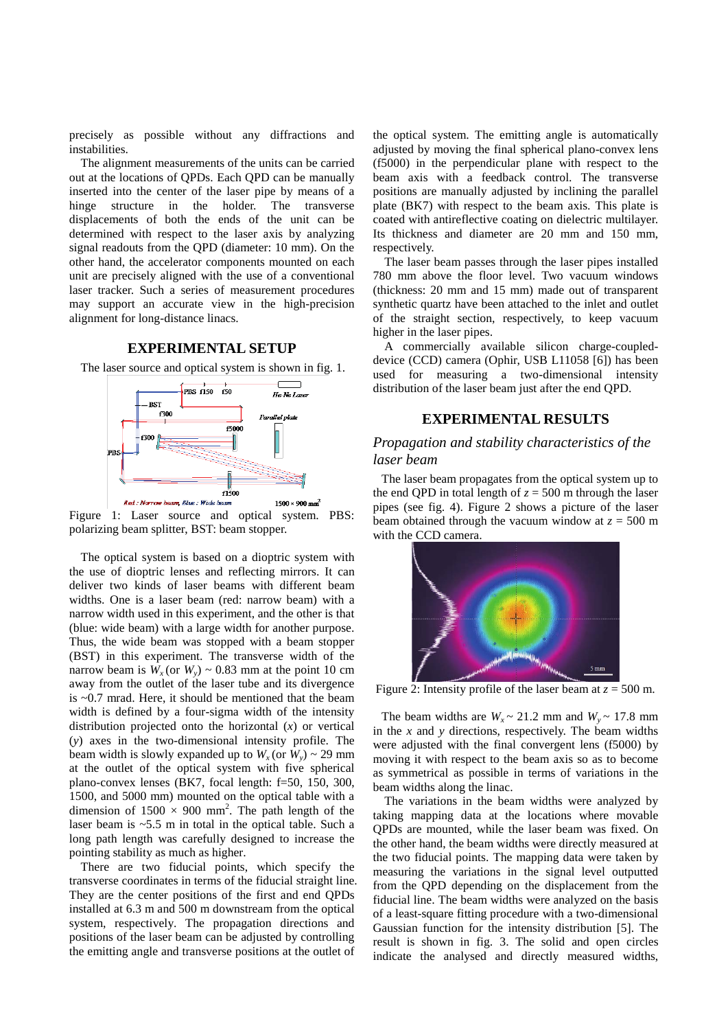precisely as possible without any diffractions and instabilities.

The alignment measurements of the units can be carried out at the locations of QPDs. Each QPD can be manually inserted into the center of the laser pipe by means of a hinge structure in the holder. The transverse displacements of both the ends of the unit can be determined with respect to the laser axis by analyzing signal readouts from the QPD (diameter: 10 mm). On the other hand, the accelerator components mounted on each unit are precisely aligned with the use of a conventional laser tracker. Such a series of measurement procedures may support an accurate view in the high-precision alignment for long-distance linacs.

## EXPERIMENTAL SETUP

The laser source and optical system is shown in fig. 1.

Figure 1: Laser source and optical system. PBS: polarizing beam splitter, BST: beam stopper.

The optical system is based on a dioptric system with the use of dioptric lenses and reflecting mirrors. It can deliver two kinds of laser beams with different beam widths. One is a laser beam (red: narrow beam) with a narrow width used in this experiment, and the other is that (blue: wide beam) with a large width for another purpose. Thus, the wide beam was stopped with a beam stopper (BST) in this experiment. The transverse width of the narrow beam is $W_x$ (or $W_y$) ~ 0.83 mm at the point 10 cm away from the outlet of the laser tube and its divergence is ~0.7 mrad. Here, it should be mentioned that the beam width is defined by a four-sigma width of the intensity distribution projected onto the horizontal ($x$) or vertical ($y$) axes in the two-dimensional intensity profile. The beam width is slowly expanded up to $W_x$ (or $W_y$) ~ 29 mm at the outlet of the optical system with five spherical plano-convex lenses (BK7, focal length: f=50, 150, 300, 1500, and 5000 mm) mounted on the optical table with a dimension of 1500 × 900 mm$^2$. The path length of the laser beam is ~5.5 m in total in the optical table. Such a long path length was carefully designed to increase the pointing stability as much as higher.

There are two fiducial points, which specify the transverse coordinates in terms of the fiducial straight line. They are the center positions of the first and end QPDs installed at 6.3 m and 500 m downstream from the optical system, respectively. The propagation directions and positions of the laser beam can be adjusted by controlling the emitting angle and transverse positions at the outlet of the optical system. The emitting angle is automatically adjusted by moving the final spherical plano-convex lens (f5000) in the perpendicular plane with respect to the beam axis with a feedback control. The transverse positions are manually adjusted by inclining the parallel plate (BK7) with respect to the beam axis. This plate is coated with antireflective coating on dielectric multilayer. Its thickness and diameter are 20 mm and 150 mm, respectively.

The laser beam passes through the laser pipes installed 780 mm above the floor level. Two vacuum windows (thickness: 20 mm and 15 mm) made out of transparent synthetic quartz have been attached to the inlet and outlet of the straight section, respectively, to keep vacuum higher in the laser pipes.

A commercially available silicon charge-coupled-device (CCD) camera (Ophir, USB L11058 [6]) has been used for measuring a two-dimensional intensity distribution of the laser beam just after the end QPD.

## EXPERIMENTAL RESULTS

### *Propagation and stability characteristics of the laser beam*

The laser beam propagates from the optical system up to the end QPD in total length of $z$ = 500 m through the laser pipes (see fig. 4). Figure 2 shows a picture of the laser beam obtained through the vacuum window at $z$ = 500 m with the CCD camera.

Figure 2: Intensity profile of the laser beam at $z$ = 500 m.

The beam widths are $W_x$ ~ 21.2 mm and $W_y$ ~ 17.8 mm in the $x$ and $y$ directions, respectively. The beam widths were adjusted with the final convergent lens (f5000) by moving it with respect to the beam axis so as to become as symmetrical as possible in terms of variations in the beam widths along the linac.

The variations in the beam widths were analyzed by taking mapping data at the locations where movable QPDs are mounted, while the laser beam was fixed. On the other hand, the beam widths were directly measured at the two fiducial points. The mapping data were taken by measuring the variations in the signal level outputted from the QPD depending on the displacement from the fiducial line. The beam widths were analyzed on the basis of a least-square fitting procedure with a two-dimensional Gaussian function for the intensity distribution [5]. The result is shown in fig. 3. The solid and open circles indicate the analysed and directly measured widths,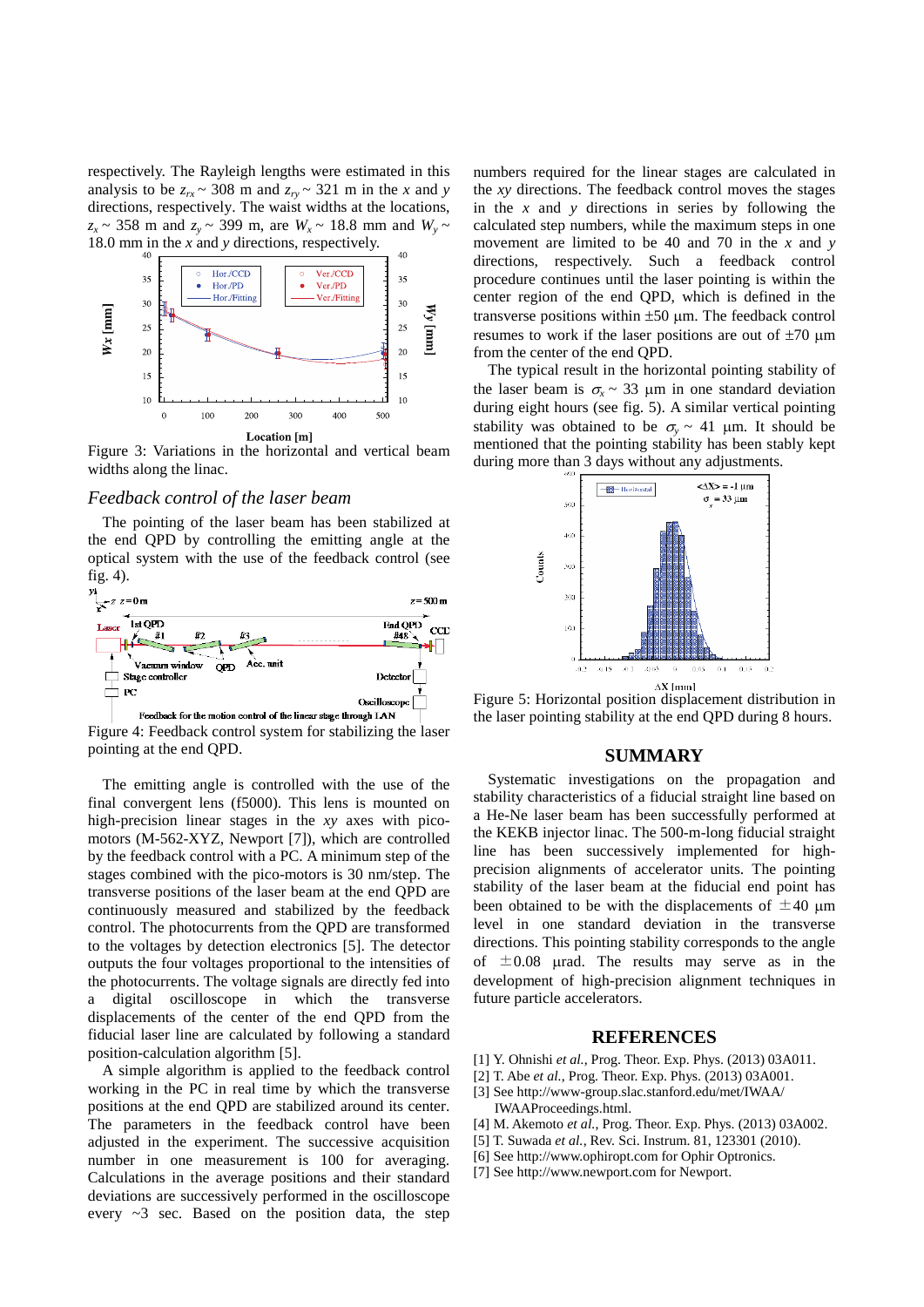respectively. The Rayleigh lengths were estimated in this analysis to be $z_{rx} \sim 308$ m and $z_{ry} \sim 321$ m in the $x$ and $y$ directions, respectively. The waist widths at the locations, $z_x \sim 358$ m and $z_y \sim 399$ m, are $W_x \sim 18.8$ mm and $W_y \sim 18.0$ mm in the $x$ and $y$ directions, respectively.

Hor./CCD
Hor./PD
Hor./Fitting
Ver./CCD
Ver./PD
Ver./Fitting
Wx [mm]
Wy [mm]
Location [m]

Figure 3: Variations in the horizontal and vertical beam widths along the linac.

### Feedback control of the laser beam

The pointing of the laser beam has been stabilized at the end QPD by controlling the emitting angle at the optical system with the use of the feedback control (see fig. 4).

z = 0 m
z = 500 m
Laser
1st QPD
#1
#2
#3
End QPD
#48
CCD
Vacuum window
QPD
Acc. unit
Stage controller
PC
Detector
Oscilloscope
Feedback for the motion control of the linear stage through LAN

Figure 4: Feedback control system for stabilizing the laser pointing at the end QPD.

The emitting angle is controlled with the use of the final convergent lens (f5000). This lens is mounted on high-precision linear stages in the $xy$ axes with pico-motors (M-562-XYZ, Newport [7]), which are controlled by the feedback control with a PC. A minimum step of the stages combined with the pico-motors is 30 nm/step. The transverse positions of the laser beam at the end QPD are continuously measured and stabilized by the feedback control. The photocurrents from the QPD are transformed to the voltages by detection electronics [5]. The detector outputs the four voltages proportional to the intensities of the photocurrents. The voltage signals are directly fed into a digital oscilloscope in which the transverse displacements of the center of the end QPD from the fiducial laser line are calculated by following a standard position-calculation algorithm [5].

A simple algorithm is applied to the feedback control working in the PC in real time by which the transverse positions at the end QPD are stabilized around its center. The parameters in the feedback control have been adjusted in the experiment. The successive acquisition number in one measurement is 100 for averaging. Calculations in the average positions and their standard deviations are successively performed in the oscilloscope every ~3 sec. Based on the position data, the step numbers required for the linear stages are calculated in the $xy$ directions. The feedback control moves the stages in the $x$ and $y$ directions in series by following the calculated step numbers, while the maximum steps in one movement are limited to be 40 and 70 in the $x$ and $y$ directions, respectively. Such a feedback control procedure continues until the laser pointing is within the center region of the end QPD, which is defined in the transverse positions within ±50 μm. The feedback control resumes to work if the laser positions are out of ±70 μm from the center of the end QPD.

The typical result in the horizontal pointing stability of the laser beam is $\sigma_x \sim 33$ μm in one standard deviation during eight hours (see fig. 5). A similar vertical pointing stability was obtained to be $\sigma_y \sim 41$ μm. It should be mentioned that the pointing stability has been stably kept during more than 3 days without any adjustments.

Horizontal
<ΔX> = -1 μm
σ = 33 μm
Counts
ΔX [mm]

Figure 5: Horizontal position displacement distribution in the laser pointing stability at the end QPD during 8 hours.

## SUMMARY

Systematic investigations on the propagation and stability characteristics of a fiducial straight line based on a He-Ne laser beam has been successfully performed at the KEKB injector linac. The 500-m-long fiducial straight line has been successively implemented for high-precision alignments of accelerator units. The pointing stability of the laser beam at the fiducial end point has been obtained to be with the displacements of ±40 μm level in one standard deviation in the transverse directions. This pointing stability corresponds to the angle of ±0.08 μrad. The results may serve as in the development of high-precision alignment techniques in future particle accelerators.

## REFERENCES

[1] Y. Ohnishi *et al.*, Prog. Theor. Exp. Phys. (2013) 03A011.
[2] T. Abe *et al.*, Prog. Theor. Exp. Phys. (2013) 03A001.
[3] See http://www-group.slac.stanford.edu/met/IWAA/IWAAProceedings.html.
[4] M. Akemoto *et al.*, Prog. Theor. Exp. Phys. (2013) 03A002.
[5] T. Suwada *et al.*, Rev. Sci. Instrum. 81, 123301 (2010).
[6] See http://www.ophiropt.com for Ophir Optronics.
[7] See http://www.newport.com for Newport.